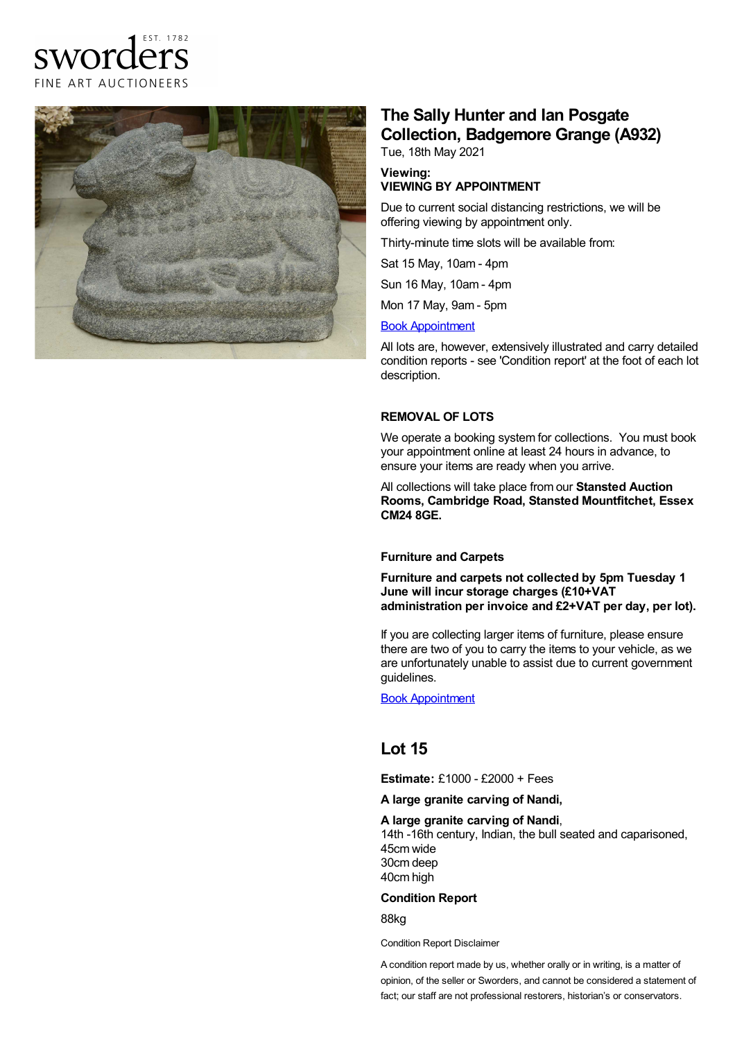sworders EST. 1782 FINE ART AUCTIONEERS

# The Sally Hunter and Ian Posgate Collection, Badgemore Grange (A932)

Tue, 18th May 2021

**Viewing:**
**VIEWING BY APPOINTMENT**

Due to current social distancing restrictions, we will be offering viewing by appointment only.

Thirty-minute time slots will be available from:

Sat 15 May, 10am - 4pm

Sun 16 May, 10am - 4pm

Mon 17 May, 9am - 5pm

Book Appointment

All lots are, however, extensively illustrated and carry detailed condition reports - see 'Condition report' at the foot of each lot description.

**REMOVAL OF LOTS**

We operate a booking system for collections. You must book your appointment online at least 24 hours in advance, to ensure your items are ready when you arrive.

All collections will take place from our **Stansted Auction Rooms, Cambridge Road, Stansted Mountfitchet, Essex CM24 8GE.**

**Furniture and Carpets**

**Furniture and carpets not collected by 5pm Tuesday 1 June will incur storage charges (£10+VAT administration per invoice and £2+VAT per day, per lot).**

If you are collecting larger items of furniture, please ensure there are two of you to carry the items to your vehicle, as we are unfortunately unable to assist due to current government guidelines.

Book Appointment

## Lot 15

**Estimate:** £1000 - £2000 + Fees

**A large granite carving of Nandi,**

**A large granite carving of Nandi**,
14th -16th century, Indian, the bull seated and caparisoned,
45cm wide
30cm deep
40cm high

**Condition Report**

88kg

Condition Report Disclaimer

A condition report made by us, whether orally or in writing, is a matter of opinion, of the seller or Sworders, and cannot be considered a statement of fact; our staff are not professional restorers, historian's or conservators.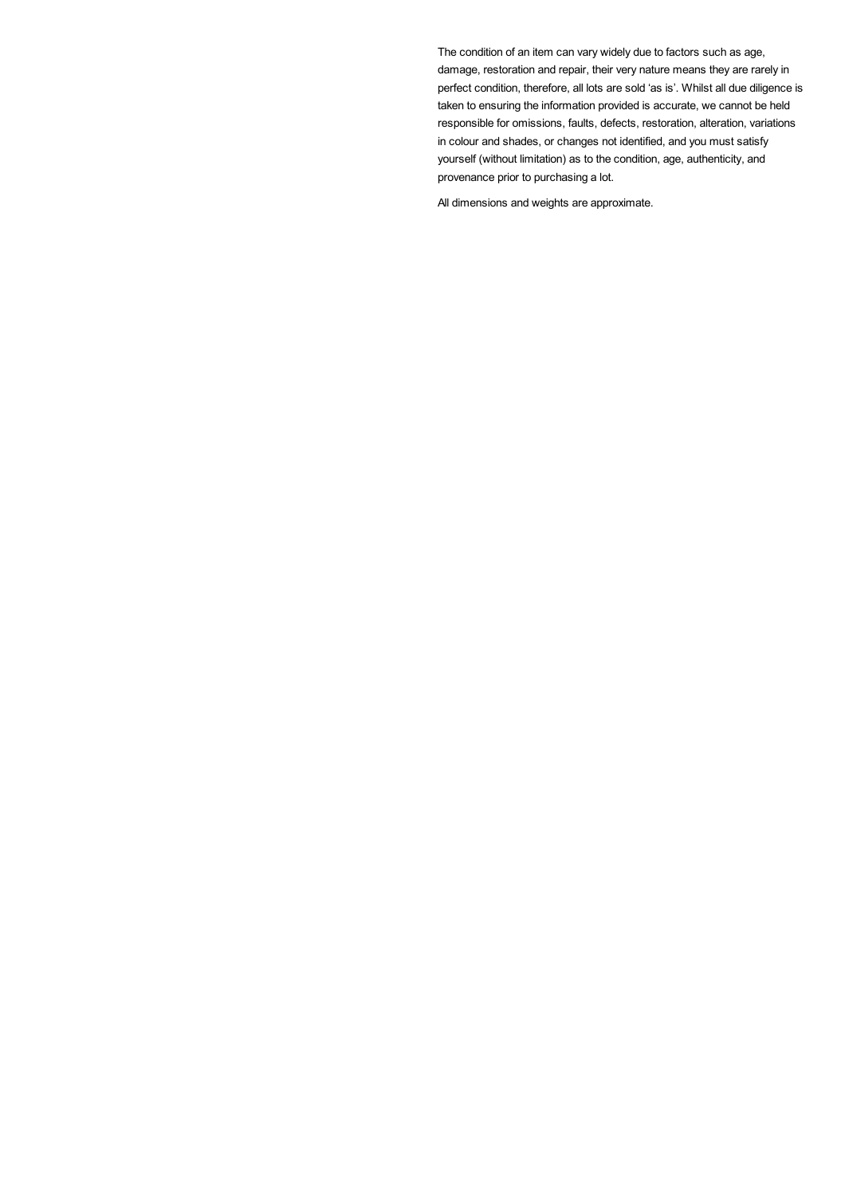The condition of an item can vary widely due to factors such as age, damage, restoration and repair, their very nature means they are rarely in perfect condition, therefore, all lots are sold 'as is'. Whilst all due diligence is taken to ensuring the information provided is accurate, we cannot be held responsible for omissions, faults, defects, restoration, alteration, variations in colour and shades, or changes not identified, and you must satisfy yourself (without limitation) as to the condition, age, authenticity, and provenance prior to purchasing a lot.

All dimensions and weights are approximate.